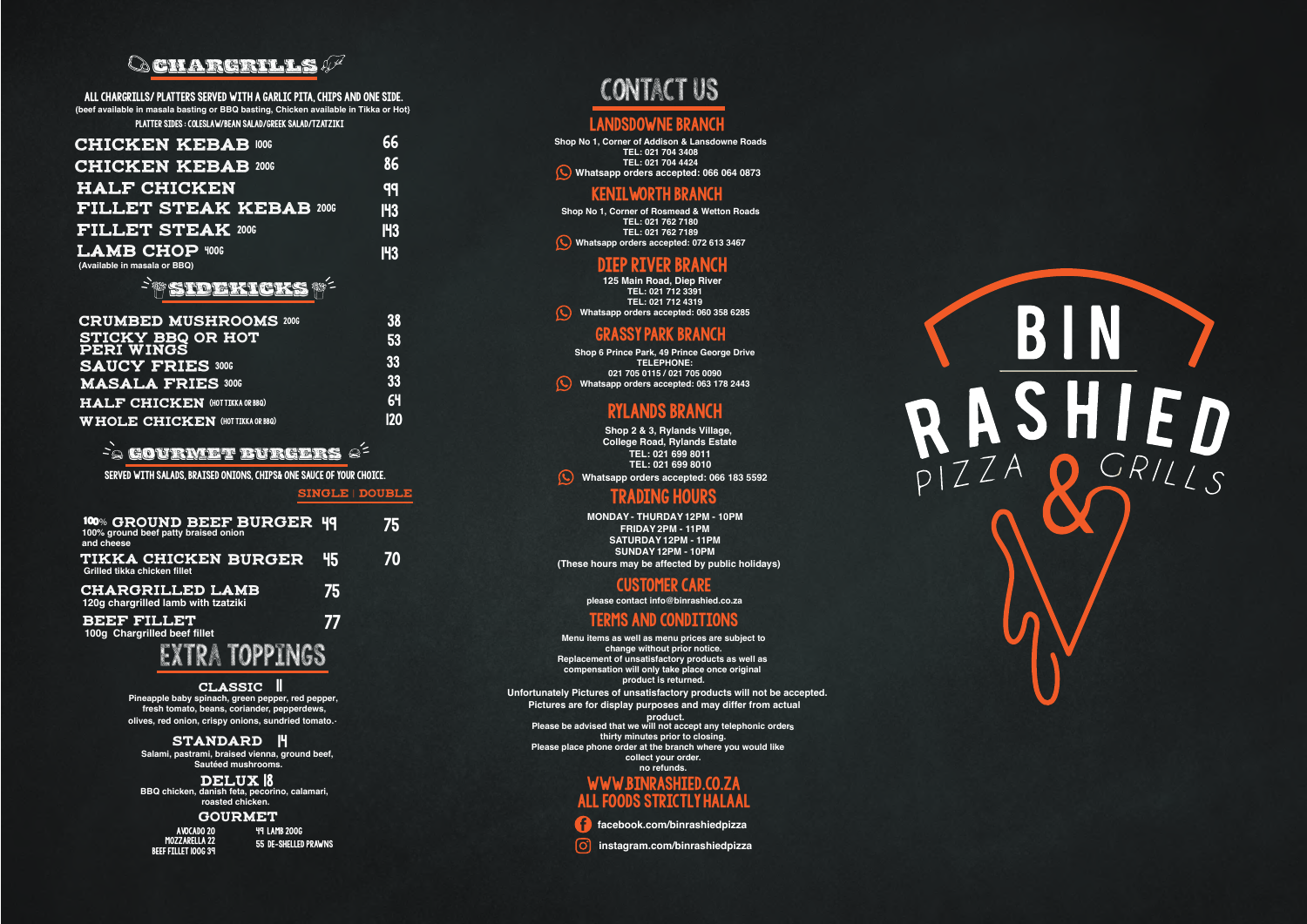## CHARGRILLS

ALL CHARGRILLS/ PLATTERS SERVED WITH A GARLIC PITA, CHIPS AND ONE SIDE.
(beef available in masala basting or BBQ basting, Chicken available in Tikka or Hot)

PLATTER SIDES : COLESLAW/BEAN SALAD/GREEK SALAD/TZATZIKI

| Item | Price |
|---|---|
| CHICKEN KEBAB 100G | 66 |
| CHICKEN KEBAB 200G | 86 |
| HALF CHICKEN | 99 |
| FILLET STEAK KEBAB 200G | 143 |
| FILLET STEAK 200G | 143 |
| LAMB CHOP 400G (Available in masala or BBQ) | 143 |

## SIDEKICKS

| Item | Price |
|---|---|
| CRUMBED MUSHROOMS 200G | 38 |
| STICKY BBQ OR HOT PERI WINGS | 53 |
| SAUCY FRIES 300G | 33 |
| MASALA FRIES 300G | 33 |
| HALF CHICKEN (HOT TIKKA OR BBQ) | 64 |
| WHOLE CHICKEN (HOT TIKKA OR BBQ) | 120 |

## GOURMET BURGERS

SERVED WITH SALADS, BRAISED ONIONS, CHIPS& ONE SAUCE OF YOUR CHOICE.

| Item | SINGLE | DOUBLE |
|---|---|---|
| 100% GROUND BEEF BURGER – 100% ground beef patty braised onion and cheese | 49 | 75 |
| TIKKA CHICKEN BURGER – Grilled tikka chicken fillet | 45 | 70 |
| CHARGRILLED LAMB – 120g chargrilled lamb with tzatziki | 75 | |
| BEEF FILLET – 100g Chargrilled beef fillet | 77 | |

## EXTRA TOPPINGS

**CLASSIC 11**
Pineapple baby spinach, green pepper, red pepper, fresh tomato, beans, coriander, pepperdews, olives, red onion, crispy onions, sundried tomato.

**STANDARD 14**
Salami, pastrami, braised vienna, ground beef, Sautéed mushrooms.

**DELUX 18**
BBQ chicken, danish feta, pecorino, calamari, roasted chicken.

**GOURMET**
AVOCADO 20
MOZZARELLA 22
BEEF FILLET 100G 39
49 LAMB 200G
55 DE-SHELLED PRAWNS

## CONTACT US

### LANDSDOWNE BRANCH
Shop No 1, Corner of Addison & Lansdowne Roads
TEL: 021 704 3408
TEL: 021 704 4424
Whatsapp orders accepted: 066 064 0873

### KENILWORTH BRANCH
Shop No 1, Corner of Rosmead & Wetton Roads
TEL: 021 762 7180
TEL: 021 762 7189
Whatsapp orders accepted: 072 613 3467

### DIEP RIVER BRANCH
125 Main Road, Diep River
TEL: 021 712 3391
TEL: 021 712 4319
Whatsapp orders accepted: 060 358 6285

### GRASSY PARK BRANCH
Shop 6 Prince Park, 49 Prince George Drive
TELEPHONE:
021 705 0115 / 021 705 0090
Whatsapp orders accepted: 063 178 2443

### RYLANDS BRANCH
Shop 2 & 3, Rylands Village,
College Road, Rylands Estate
TEL: 021 699 8011
TEL: 021 699 8010
Whatsapp orders accepted: 066 183 5592

### TRADING HOURS
MONDAY - THURDAY 12PM - 10PM
FRIDAY 2PM - 11PM
SATURDAY 12PM - 11PM
SUNDAY 12PM - 10PM
(These hours may be affected by public holidays)

### CUSTOMER CARE
please contact info@binrashied.co.za

### TERMS AND CONDITIONS
Menu items as well as menu prices are subject to change without prior notice.
Replacement of unsatisfactory products as well as compensation will only take place once original product is returned.
Unfortunately Pictures of unsatisfactory products will not be accepted.
Pictures are for display purposes and may differ from actual product.
Please be advised that we will not accept any telephonic orders thirty minutes prior to closing.
Please place phone order at the branch where you would like collect your order.
no refunds.

### WWW.BINRASHIED.CO.ZA
### ALL FOODS STRICTLY HALAAL

facebook.com/binrashiedpizza
instagram.com/binrashiedpizza

# BIN RASHIED
PIZZA & GRILLS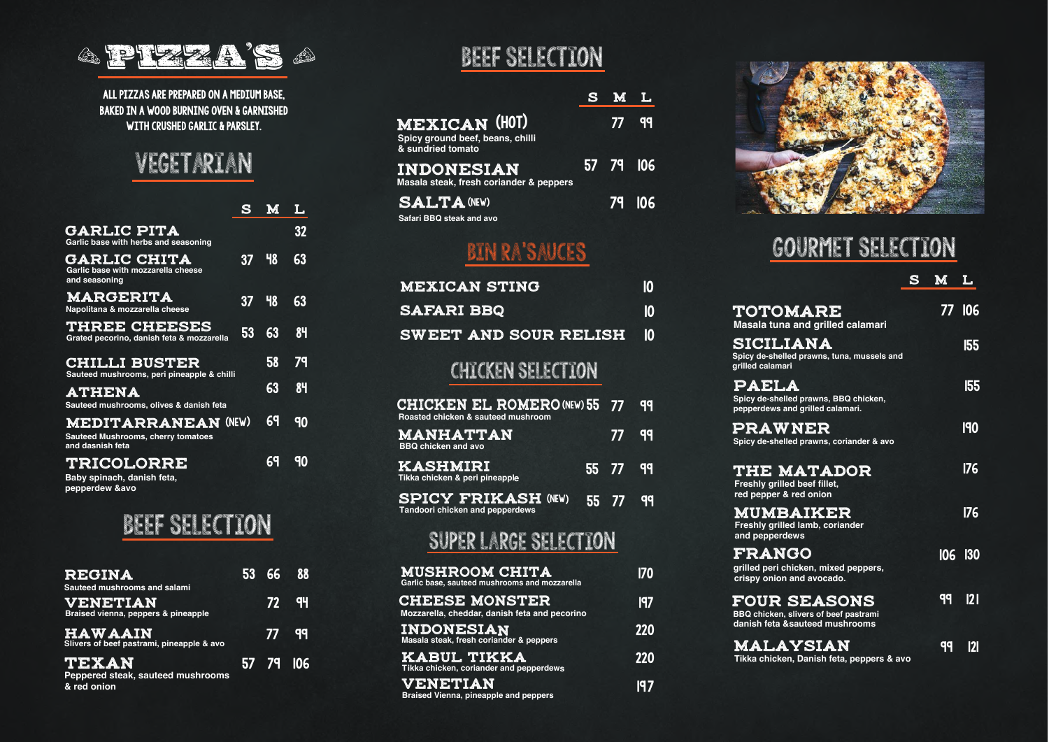# PIZZA'S

ALL PIZZAS ARE PREPARED ON A MEDIUM BASE, BAKED IN A WOOD BURNING OVEN & GARNISHED WITH CRUSHED GARLIC & PARSLEY.

## VEGETARIAN

| | S | M | L |
|---|---|---|---|
| **GARLIC PITA** Garlic base with herbs and seasoning | | | 32 |
| **GARLIC CHITA** Garlic base with mozzarella cheese and seasoning | 37 | 48 | 63 |
| **MARGERITA** Napolitana & mozzarella cheese | 37 | 48 | 63 |
| **THREE CHEESES** Grated pecorino, danish feta & mozzarella | 53 | 63 | 84 |
| **CHILLI BUSTER** Sauteed mushrooms, peri pineapple & chilli | | 58 | 79 |
| **ATHENA** Sauteed mushrooms, olives & danish feta | | 63 | 84 |
| **MEDITARRANEAN (NEW)** Sauteed Mushrooms, cherry tomatoes and dasnish feta | | 69 | 90 |
| **TRICOLORRE** Baby spinach, danish feta, pepperdew &avo | | 69 | 90 |

## BEEF SELECTION

| | S | M | L |
|---|---|---|---|
| **REGINA** Sauteed mushrooms and salami | 53 | 66 | 88 |
| **VENETIAN** Braised vienna, peppers & pineapple | | 72 | 94 |
| **HAWAAIN** Slivers of beef pastrami, pineapple & avo | | 77 | 99 |
| **TEXAN** Peppered steak, sauteed mushrooms & red onion | 57 | 79 | 106 |

## BEEF SELECTION

| | S | M | L |
|---|---|---|---|
| **MEXICAN (HOT)** Spicy ground beef, beans, chilli & sundried tomato | | 77 | 99 |
| **INDONESIAN** Masala steak, fresh coriander & peppers | 57 | 79 | 106 |
| **SALTA (NEW)** Safari BBQ steak and avo | | 79 | 106 |

## BIN RA'SAUCES

| | |
|---|---|
| MEXICAN STING | 10 |
| SAFARI BBQ | 10 |
| SWEET AND SOUR RELISH | 10 |

## CHICKEN SELECTION

| | S | M | L |
|---|---|---|---|
| **CHICKEN EL ROMERO (NEW)** Roasted chicken & sauteed mushroom | 55 | 77 | 99 |
| **MANHATTAN** BBQ chicken and avo | | 77 | 99 |
| **KASHMIRI** Tikka chicken & peri pineapple | 55 | 77 | 99 |
| **SPICY FRIKASH (NEW)** Tandoori chicken and pepperdews | 55 | 77 | 99 |

## SUPER LARGE SELECTION

| | |
|---|---|
| **MUSHROOM CHITA** Garlic base, sauteed mushrooms and mozzarella | 170 |
| **CHEESE MONSTER** Mozzarella, cheddar, danish feta and pecorino | 197 |
| **INDONESIAN** Masala steak, fresh coriander & peppers | 220 |
| **KABUL TIKKA** Tikka chicken, coriander and pepperdews | 220 |
| **VENETIAN** Braised Vienna, pineapple and peppers | 197 |

## GOURMET SELECTION

| | S | M | L |
|---|---|---|---|
| **TOTOMARE** Masala tuna and grilled calamari | | 77 | 106 |
| **SICILIANA** Spicy de-shelled prawns, tuna, mussels and grilled calamari | | | 155 |
| **PAELA** Spicy de-shelled prawns, BBQ chicken, pepperdews and grilled calamari. | | | 155 |
| **PRAWNER** Spicy de-shelled prawns, coriander & avo | | | 190 |
| **THE MATADOR** Freshly grilled beef fillet, red pepper & red onion | | | 176 |
| **MUMBAIKER** Freshly grilled lamb, coriander and pepperdews | | | 176 |
| **FRANGO** grilled peri chicken, mixed peppers, crispy onion and avocado. | | 106 | 130 |
| **FOUR SEASONS** BBQ chicken, slivers of beef pastrami danish feta &sauteed mushrooms | | 99 | 121 |
| **MALAYSIAN** Tikka chicken, Danish feta, peppers & avo | | 99 | 121 |